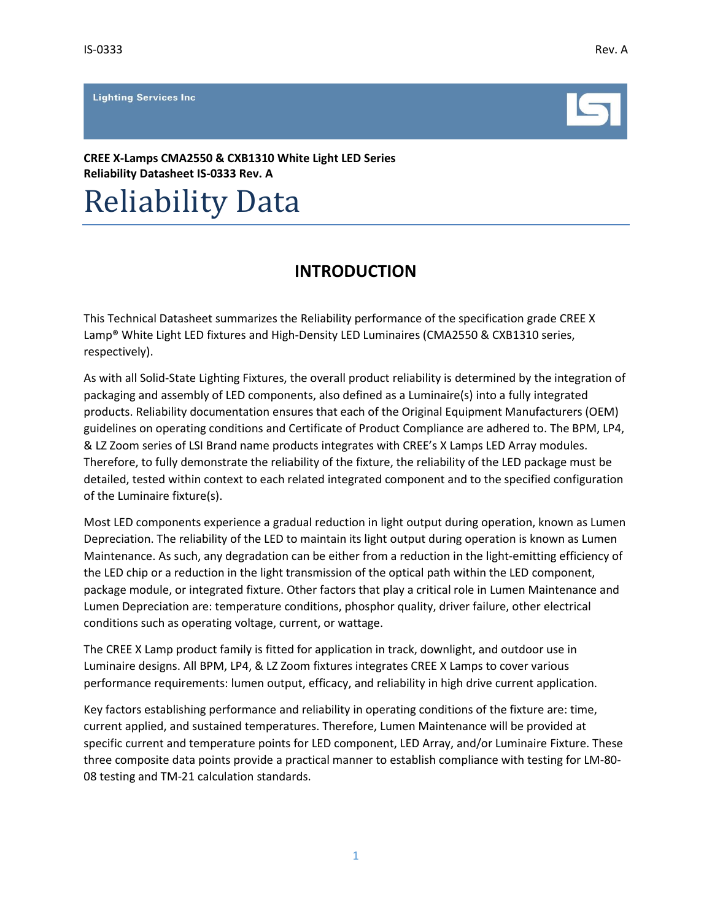Lighting Services Inc

**CREE X-Lamps CMA2550 & CXB1310 White Light LED Series**
**Reliability Datasheet IS-0333 Rev. A**

# Reliability Data

## INTRODUCTION

This Technical Datasheet summarizes the Reliability performance of the specification grade CREE X Lamp® White Light LED fixtures and High-Density LED Luminaires (CMA2550 & CXB1310 series, respectively).

As with all Solid-State Lighting Fixtures, the overall product reliability is determined by the integration of packaging and assembly of LED components, also defined as a Luminaire(s) into a fully integrated products. Reliability documentation ensures that each of the Original Equipment Manufacturers (OEM) guidelines on operating conditions and Certificate of Product Compliance are adhered to. The BPM, LP4, & LZ Zoom series of LSI Brand name products integrates with CREE's X Lamps LED Array modules. Therefore, to fully demonstrate the reliability of the fixture, the reliability of the LED package must be detailed, tested within context to each related integrated component and to the specified configuration of the Luminaire fixture(s).

Most LED components experience a gradual reduction in light output during operation, known as Lumen Depreciation. The reliability of the LED to maintain its light output during operation is known as Lumen Maintenance. As such, any degradation can be either from a reduction in the light-emitting efficiency of the LED chip or a reduction in the light transmission of the optical path within the LED component, package module, or integrated fixture. Other factors that play a critical role in Lumen Maintenance and Lumen Depreciation are: temperature conditions, phosphor quality, driver failure, other electrical conditions such as operating voltage, current, or wattage.

The CREE X Lamp product family is fitted for application in track, downlight, and outdoor use in Luminaire designs. All BPM, LP4, & LZ Zoom fixtures integrates CREE X Lamps to cover various performance requirements: lumen output, efficacy, and reliability in high drive current application.

Key factors establishing performance and reliability in operating conditions of the fixture are: time, current applied, and sustained temperatures. Therefore, Lumen Maintenance will be provided at specific current and temperature points for LED component, LED Array, and/or Luminaire Fixture. These three composite data points provide a practical manner to establish compliance with testing for LM-80-08 testing and TM-21 calculation standards.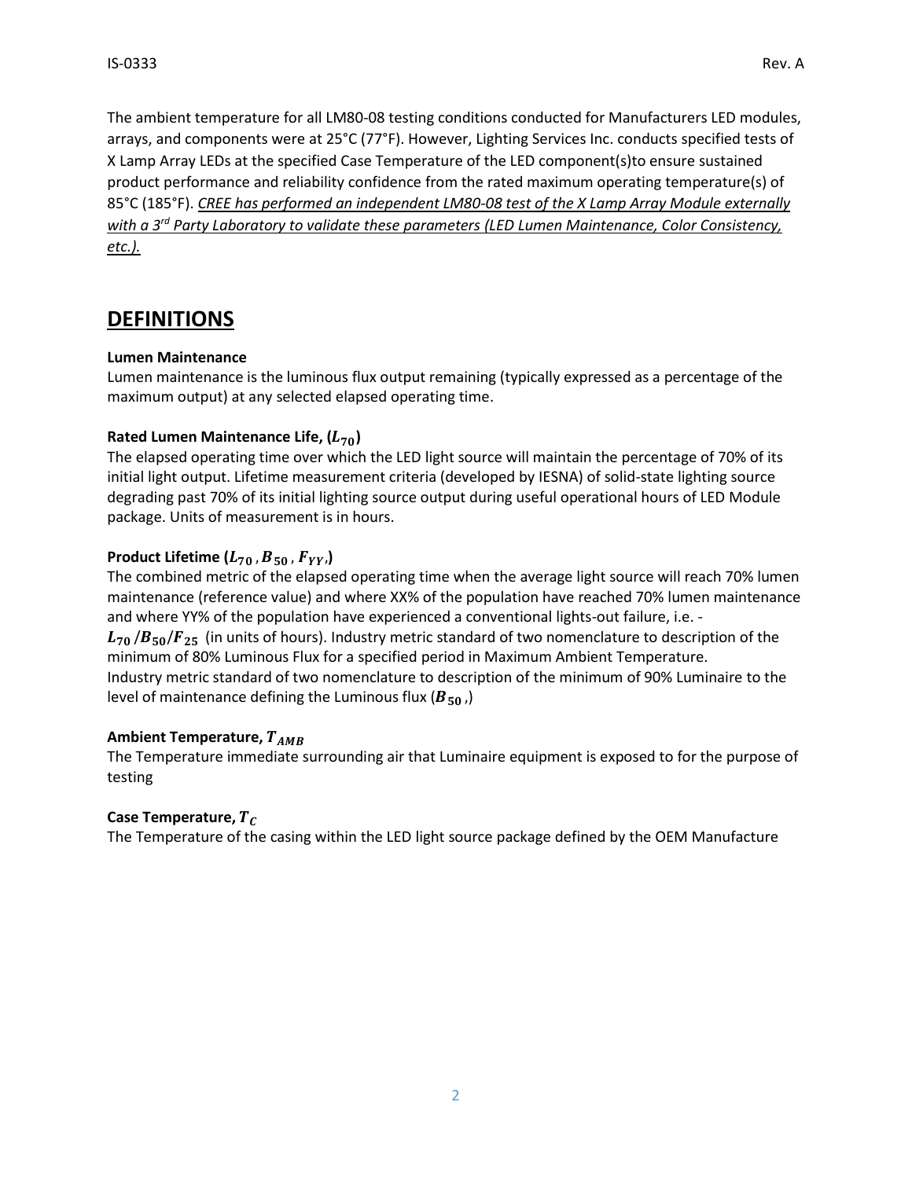The ambient temperature for all LM80-08 testing conditions conducted for Manufacturers LED modules, arrays, and components were at 25°C (77°F). However, Lighting Services Inc. conducts specified tests of X Lamp Array LEDs at the specified Case Temperature of the LED component(s)to ensure sustained product performance and reliability confidence from the rated maximum operating temperature(s) of 85°C (185°F). _CREE has performed an independent LM80-08 test of the X Lamp Array Module externally with a 3rd Party Laboratory to validate these parameters (LED Lumen Maintenance, Color Consistency, etc.)._

## DEFINITIONS

**Lumen Maintenance**
Lumen maintenance is the luminous flux output remaining (typically expressed as a percentage of the maximum output) at any selected elapsed operating time.

**Rated Lumen Maintenance Life, ($L_{70}$)**
The elapsed operating time over which the LED light source will maintain the percentage of 70% of its initial light output. Lifetime measurement criteria (developed by IESNA) of solid-state lighting source degrading past 70% of its initial lighting source output during useful operational hours of LED Module package. Units of measurement is in hours.

**Product Lifetime ($L_{70}$, $B_{50}$, $F_{YY}$,)**
The combined metric of the elapsed operating time when the average light source will reach 70% lumen maintenance (reference value) and where XX% of the population have reached 70% lumen maintenance and where YY% of the population have experienced a conventional lights-out failure, i.e. - $L_{70}/B_{50}/F_{25}$ (in units of hours). Industry metric standard of two nomenclature to description of the minimum of 80% Luminous Flux for a specified period in Maximum Ambient Temperature.
Industry metric standard of two nomenclature to description of the minimum of 90% Luminaire to the level of maintenance defining the Luminous flux ($B_{50}$,)

**Ambient Temperature, $T_{AMB}$**
The Temperature immediate surrounding air that Luminaire equipment is exposed to for the purpose of testing

**Case Temperature, $T_C$**
The Temperature of the casing within the LED light source package defined by the OEM Manufacture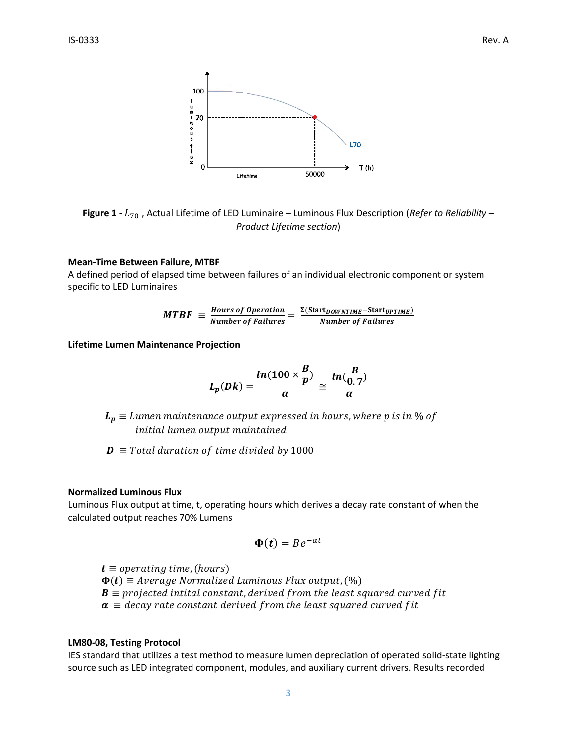**Figure 1 -** $L_{70}$ , Actual Lifetime of LED Luminaire – Luminous Flux Description (*Refer to Reliability – Product Lifetime section*)

**Mean-Time Between Failure, MTBF**

A defined period of elapsed time between failures of an individual electronic component or system specific to LED Luminaires

$$\boldsymbol{MTBF} \equiv \frac{\boldsymbol{Hours\ of\ Operation}}{\boldsymbol{Number\ of\ Failures}} = \frac{\boldsymbol{\Sigma(\text{Start}_{DOWNTIME} - \text{Start}_{UPTIME})}}{\boldsymbol{Number\ of\ Failures}}$$

**Lifetime Lumen Maintenance Projection**

$$\boldsymbol{L_p(Dk)} = \frac{\boldsymbol{ln(100 \times \frac{B}{p})}}{\boldsymbol{\alpha}} \cong \frac{\boldsymbol{ln(\frac{B}{0.7})}}{\boldsymbol{\alpha}}$$

$\boldsymbol{L_p} \equiv$ *Lumen maintenance output expressed in hours, where p is in % of initial lumen output maintained*

$\boldsymbol{D} \equiv$ *Total duration of time divided by* 1000

**Normalized Luminous Flux**

Luminous Flux output at time, t, operating hours which derives a decay rate constant of when the calculated output reaches 70% Lumens

$$\boldsymbol{\Phi(t)} = Be^{-\alpha t}$$

$\boldsymbol{t} \equiv$ *operating time, (hours)*
$\boldsymbol{\Phi(t)} \equiv$ *Average Normalized Luminous Flux output,* (%)
$\boldsymbol{B} \equiv$ *projected intital constant, derived from the least squared curved fit*
$\boldsymbol{\alpha} \equiv$ *decay rate constant derived from the least squared curved fit*

**LM80-08, Testing Protocol**

IES standard that utilizes a test method to measure lumen depreciation of operated solid-state lighting source such as LED integrated component, modules, and auxiliary current drivers. Results recorded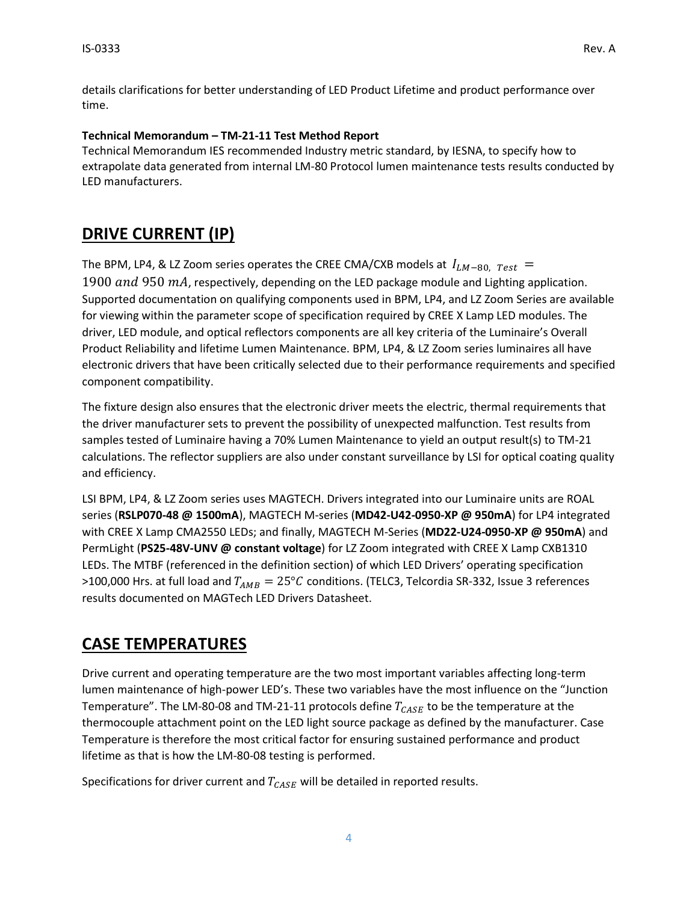details clarifications for better understanding of LED Product Lifetime and product performance over time.

**Technical Memorandum – TM-21-11 Test Method Report**
Technical Memorandum IES recommended Industry metric standard, by IESNA, to specify how to extrapolate data generated from internal LM-80 Protocol lumen maintenance tests results conducted by LED manufacturers.

## DRIVE CURRENT (IP)

The BPM, LP4, & LZ Zoom series operates the CREE CMA/CXB models at $I_{LM-80,\ Test} = 1900\ and\ 950\ mA$, respectively, depending on the LED package module and Lighting application. Supported documentation on qualifying components used in BPM, LP4, and LZ Zoom Series are available for viewing within the parameter scope of specification required by CREE X Lamp LED modules. The driver, LED module, and optical reflectors components are all key criteria of the Luminaire's Overall Product Reliability and lifetime Lumen Maintenance. BPM, LP4, & LZ Zoom series luminaires all have electronic drivers that have been critically selected due to their performance requirements and specified component compatibility.

The fixture design also ensures that the electronic driver meets the electric, thermal requirements that the driver manufacturer sets to prevent the possibility of unexpected malfunction. Test results from samples tested of Luminaire having a 70% Lumen Maintenance to yield an output result(s) to TM-21 calculations. The reflector suppliers are also under constant surveillance by LSI for optical coating quality and efficiency.

LSI BPM, LP4, & LZ Zoom series uses MAGTECH. Drivers integrated into our Luminaire units are ROAL series (**RSLP070-48 @ 1500mA**), MAGTECH M-series (**MD42-U42-0950-XP @ 950mA**) for LP4 integrated with CREE X Lamp CMA2550 LEDs; and finally, MAGTECH M-Series (**MD22-U24-0950-XP @ 950mA**) and PermLight (**PS25-48V-UNV @ constant voltage**) for LZ Zoom integrated with CREE X Lamp CXB1310 LEDs. The MTBF (referenced in the definition section) of which LED Drivers' operating specification >100,000 Hrs. at full load and $T_{AMB} = 25°C$ conditions. (TELC3, Telcordia SR-332, Issue 3 references results documented on MAGTech LED Drivers Datasheet.

## CASE TEMPERATURES

Drive current and operating temperature are the two most important variables affecting long-term lumen maintenance of high-power LED's. These two variables have the most influence on the "Junction Temperature". The LM-80-08 and TM-21-11 protocols define $T_{CASE}$ to be the temperature at the thermocouple attachment point on the LED light source package as defined by the manufacturer. Case Temperature is therefore the most critical factor for ensuring sustained performance and product lifetime as that is how the LM-80-08 testing is performed.

Specifications for driver current and $T_{CASE}$ will be detailed in reported results.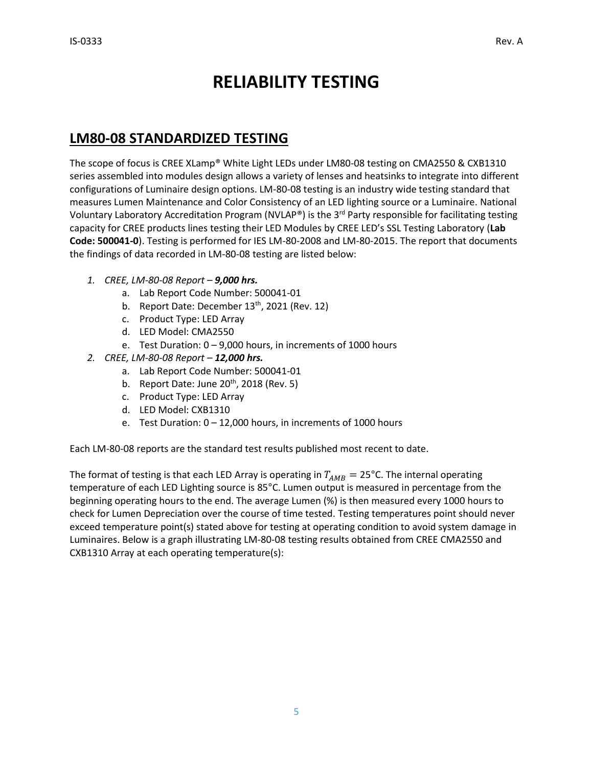# RELIABILITY TESTING

## LM80-08 STANDARDIZED TESTING

The scope of focus is CREE XLamp® White Light LEDs under LM80-08 testing on CMA2550 & CXB1310 series assembled into modules design allows a variety of lenses and heatsinks to integrate into different configurations of Luminaire design options. LM-80-08 testing is an industry wide testing standard that measures Lumen Maintenance and Color Consistency of an LED lighting source or a Luminaire. National Voluntary Laboratory Accreditation Program (NVLAP®) is the 3rd Party responsible for facilitating testing capacity for CREE products lines testing their LED Modules by CREE LED's SSL Testing Laboratory (**Lab Code: 500041-0**). Testing is performed for IES LM-80-2008 and LM-80-2015. The report that documents the findings of data recorded in LM-80-08 testing are listed below:

1. *CREE, LM-80-08 Report – **9,000 hrs.***
   a. Lab Report Code Number: 500041-01
   b. Report Date: December 13th, 2021 (Rev. 12)
   c. Product Type: LED Array
   d. LED Model: CMA2550
   e. Test Duration: 0 – 9,000 hours, in increments of 1000 hours
2. *CREE, LM-80-08 Report – **12,000 hrs.***
   a. Lab Report Code Number: 500041-01
   b. Report Date: June 20th, 2018 (Rev. 5)
   c. Product Type: LED Array
   d. LED Model: CXB1310
   e. Test Duration: 0 – 12,000 hours, in increments of 1000 hours

Each LM-80-08 reports are the standard test results published most recent to date.

The format of testing is that each LED Array is operating in $T_{AMB} = 25°C$. The internal operating temperature of each LED Lighting source is 85°C. Lumen output is measured in percentage from the beginning operating hours to the end. The average Lumen (%) is then measured every 1000 hours to check for Lumen Depreciation over the course of time tested. Testing temperatures point should never exceed temperature point(s) stated above for testing at operating condition to avoid system damage in Luminaires. Below is a graph illustrating LM-80-08 testing results obtained from CREE CMA2550 and CXB1310 Array at each operating temperature(s):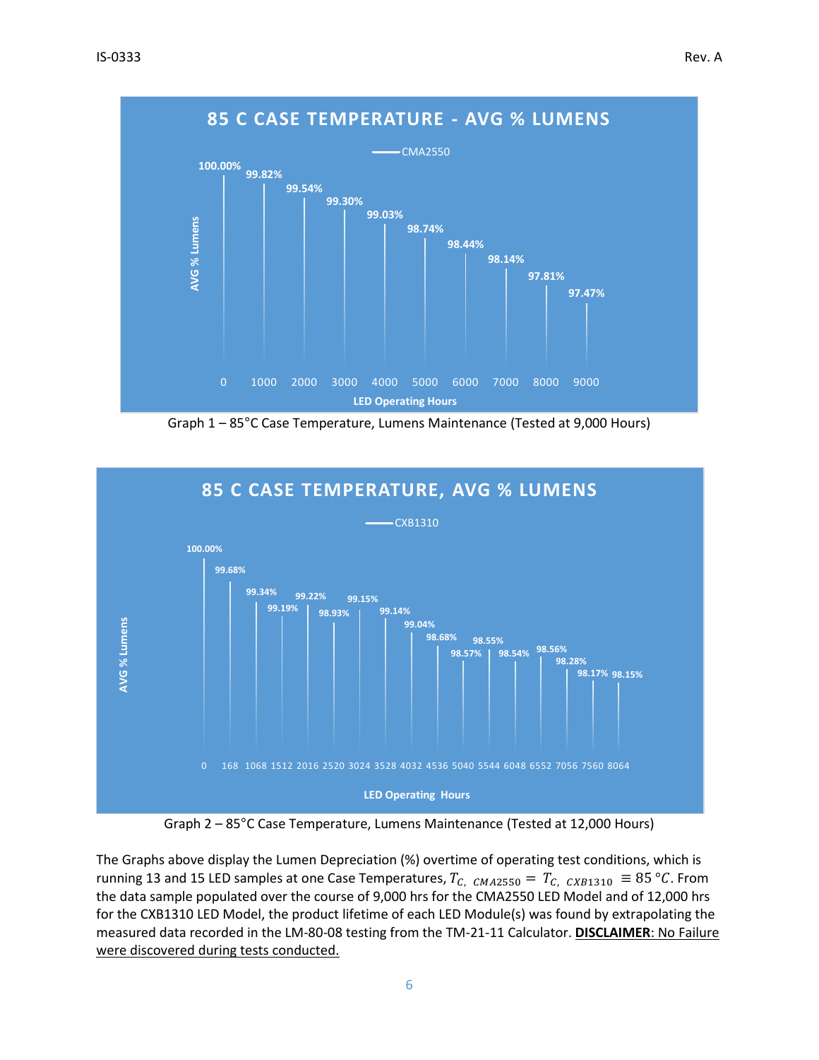Graph 1 – 85°C Case Temperature, Lumens Maintenance (Tested at 9,000 Hours)

Graph 2 – 85°C Case Temperature, Lumens Maintenance (Tested at 12,000 Hours)

The Graphs above display the Lumen Depreciation (%) overtime of operating test conditions, which is running 13 and 15 LED samples at one Case Temperatures, $T_{C,\ CMA2550} = T_{C,\ CXB1310} \equiv 85\ °C$. From the data sample populated over the course of 9,000 hrs for the CMA2550 LED Model and of 12,000 hrs for the CXB1310 LED Model, the product lifetime of each LED Module(s) was found by extrapolating the measured data recorded in the LM-80-08 testing from the TM-21-11 Calculator. **DISCLAIMER**: No Failure were discovered during tests conducted.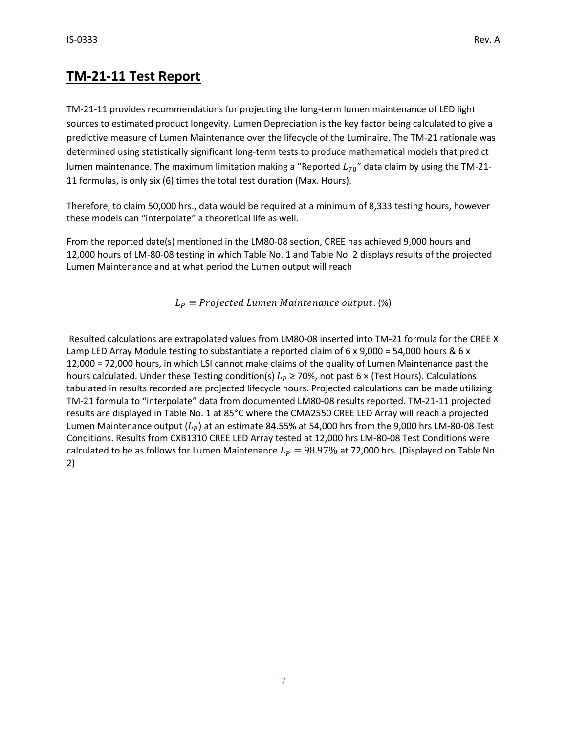## TM-21-11 Test Report

TM-21-11 provides recommendations for projecting the long-term lumen maintenance of LED light sources to estimated product longevity. Lumen Depreciation is the key factor being calculated to give a predictive measure of Lumen Maintenance over the lifecycle of the Luminaire. The TM-21 rationale was determined using statistically significant long-term tests to produce mathematical models that predict lumen maintenance. The maximum limitation making a "Reported $L_{70}$" data claim by using the TM-21-11 formulas, is only six (6) times the total test duration (Max. Hours).

Therefore, to claim 50,000 hrs., data would be required at a minimum of 8,333 testing hours, however these models can "interpolate" a theoretical life as well.

From the reported date(s) mentioned in the LM80-08 section, CREE has achieved 9,000 hours and 12,000 hours of LM-80-08 testing in which Table No. 1 and Table No. 2 displays results of the projected Lumen Maintenance and at what period the Lumen output will reach

$$L_P \equiv Projected\ Lumen\ Maintenance\ output.\ (\%)$$

Resulted calculations are extrapolated values from LM80-08 inserted into TM-21 formula for the CREE X Lamp LED Array Module testing to substantiate a reported claim of 6 x 9,000 = 54,000 hours & 6 x 12,000 = 72,000 hours, in which LSI cannot make claims of the quality of Lumen Maintenance past the hours calculated. Under these Testing condition(s) $L_P \geq 70\%$, not past 6 × (Test Hours). Calculations tabulated in results recorded are projected lifecycle hours. Projected calculations can be made utilizing TM-21 formula to "interpolate" data from documented LM80-08 results reported. TM-21-11 projected results are displayed in Table No. 1 at 85°C where the CMA2550 CREE LED Array will reach a projected Lumen Maintenance output ($L_P$) at an estimate 84.55% at 54,000 hrs from the 9,000 hrs LM-80-08 Test Conditions. Results from CXB1310 CREE LED Array tested at 12,000 hrs LM-80-08 Test Conditions were calculated to be as follows for Lumen Maintenance $L_P = 98.97\%$ at 72,000 hrs. (Displayed on Table No. 2)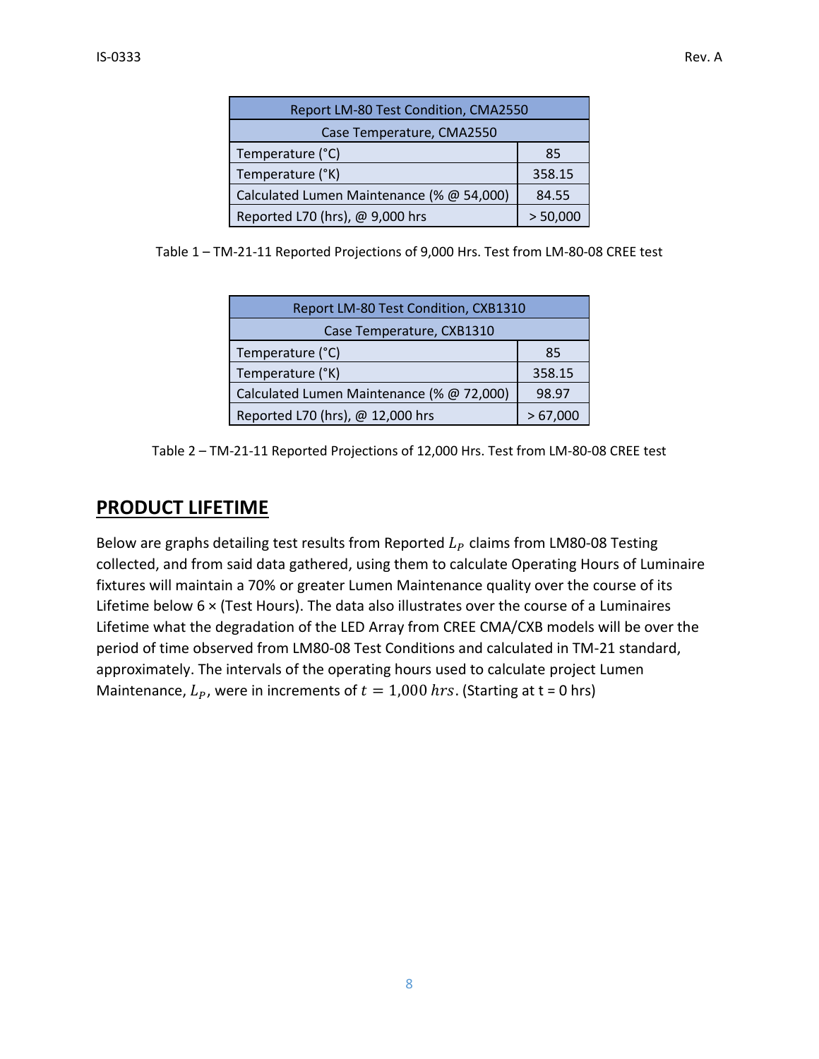| Report LM-80 Test Condition, CMA2550 | |
|---|---|
| Case Temperature, CMA2550 | |
| Temperature (°C) | 85 |
| Temperature (°K) | 358.15 |
| Calculated Lumen Maintenance (% @ 54,000) | 84.55 |
| Reported L70 (hrs), @ 9,000 hrs | > 50,000 |

Table 1 – TM-21-11 Reported Projections of 9,000 Hrs. Test from LM-80-08 CREE test

| Report LM-80 Test Condition, CXB1310 | |
|---|---|
| Case Temperature, CXB1310 | |
| Temperature (°C) | 85 |
| Temperature (°K) | 358.15 |
| Calculated Lumen Maintenance (% @ 72,000) | 98.97 |
| Reported L70 (hrs), @ 12,000 hrs | > 67,000 |

Table 2 – TM-21-11 Reported Projections of 12,000 Hrs. Test from LM-80-08 CREE test

## PRODUCT LIFETIME

Below are graphs detailing test results from Reported $L_P$ claims from LM80-08 Testing collected, and from said data gathered, using them to calculate Operating Hours of Luminaire fixtures will maintain a 70% or greater Lumen Maintenance quality over the course of its Lifetime below 6 × (Test Hours). The data also illustrates over the course of a Luminaires Lifetime what the degradation of the LED Array from CREE CMA/CXB models will be over the period of time observed from LM80-08 Test Conditions and calculated in TM-21 standard, approximately. The intervals of the operating hours used to calculate project Lumen Maintenance, $L_P$, were in increments of $t = 1{,}000\ hrs$. (Starting at t = 0 hrs)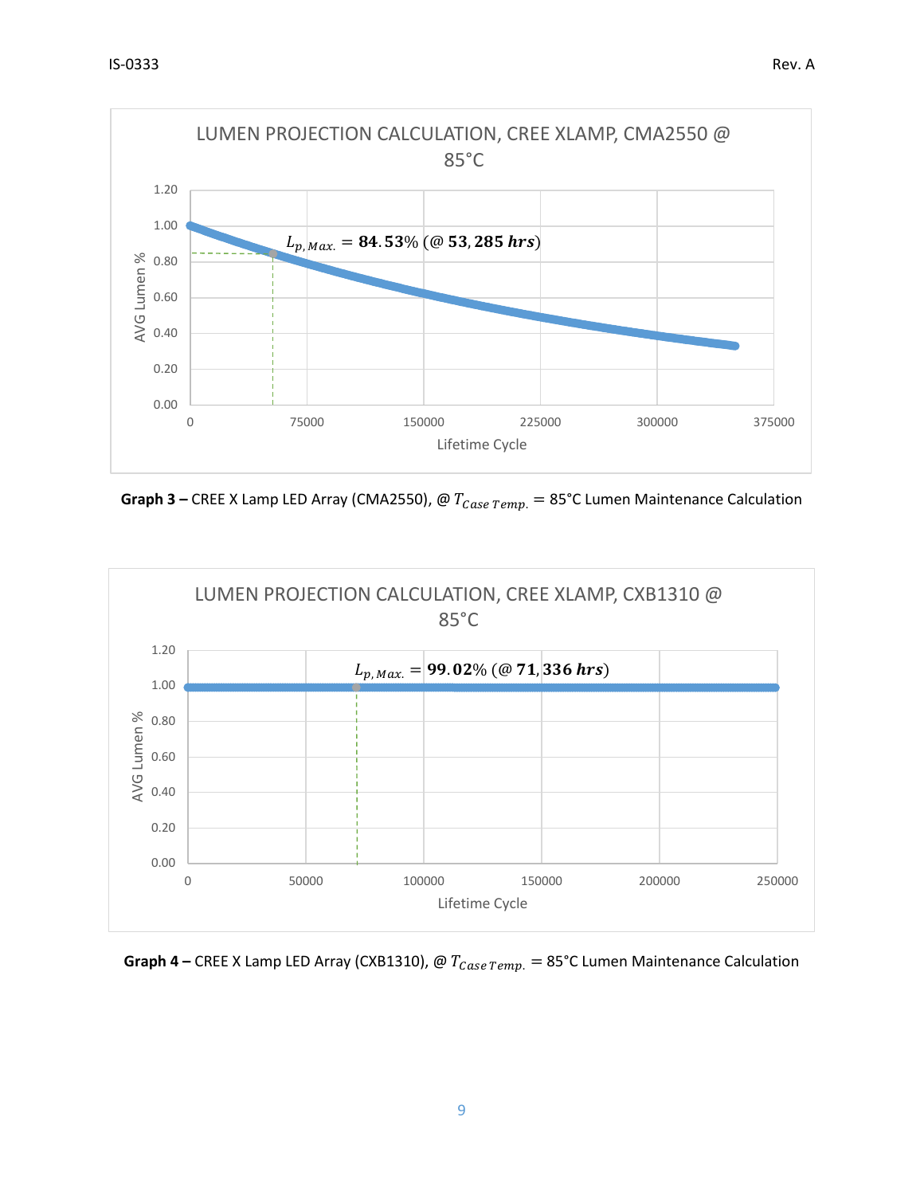**LUMEN PROJECTION CALCULATION, CREE XLAMP, CMA2550 @ 85°C**

$L_{p,Max.} = \mathbf{84.53\%}$ (@ **53,285** ***hrs***)

AVG Lumen % (0.00 – 1.20) vs. Lifetime Cycle (0 – 375000)

**Graph 3 –** CREE X Lamp LED Array (CMA2550), @ $T_{Case\ Temp.}$ = 85°C Lumen Maintenance Calculation

**LUMEN PROJECTION CALCULATION, CREE XLAMP, CXB1310 @ 85°C**

$L_{p,Max.} = \mathbf{99.02\%}$ (@ **71,336** ***hrs***)

AVG Lumen % (0.00 – 1.20) vs. Lifetime Cycle (0 – 250000)

**Graph 4 –** CREE X Lamp LED Array (CXB1310), @ $T_{Case\ Temp.}$ = 85°C Lumen Maintenance Calculation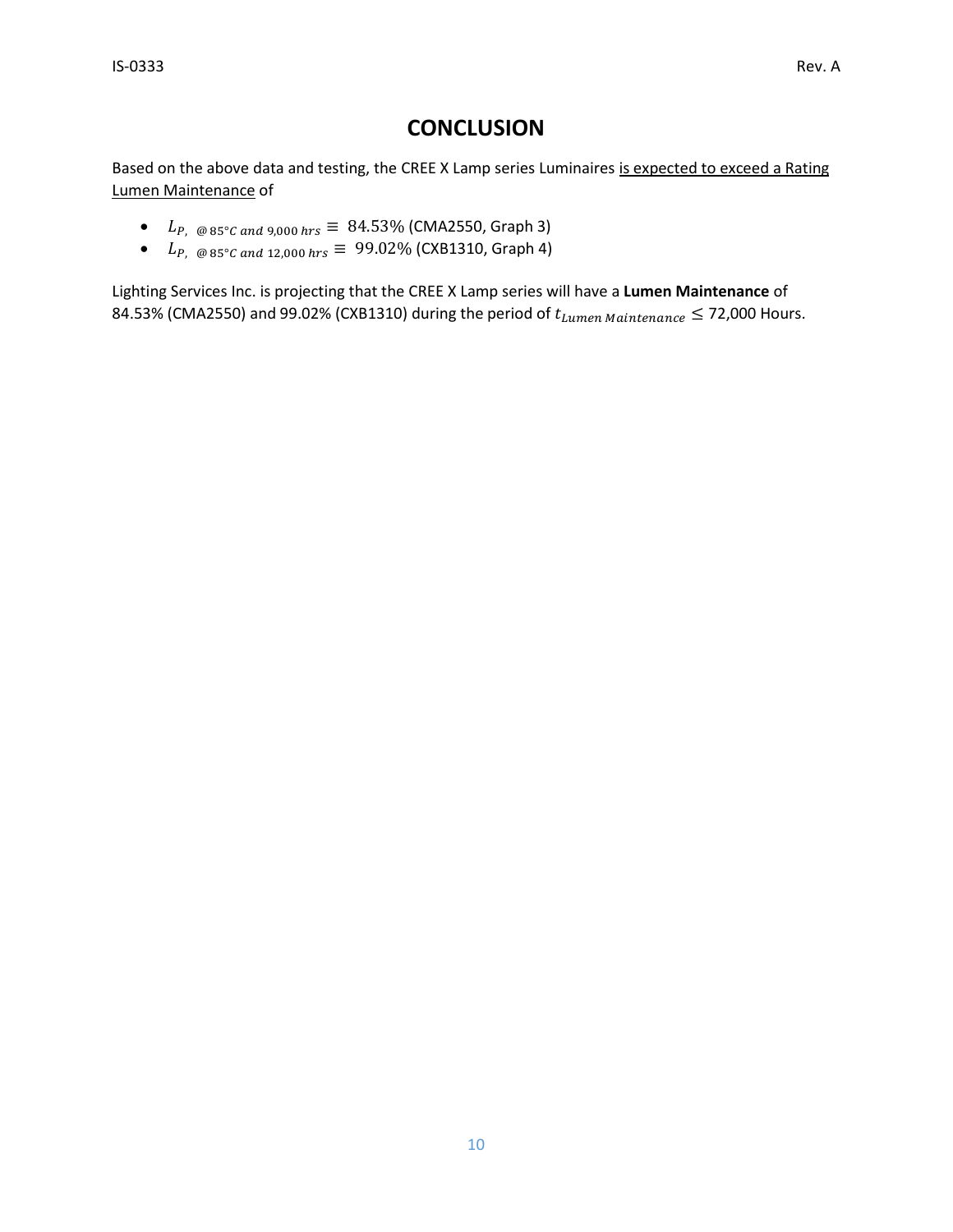# CONCLUSION

Based on the above data and testing, the CREE X Lamp series Luminaires is expected to exceed a Rating Lumen Maintenance of

- $L_{P,\ @\,85°C\ and\ 9{,}000\ hrs} \equiv\ 84.53\%$ (CMA2550, Graph 3)
- $L_{P,\ @\,85°C\ and\ 12{,}000\ hrs} \equiv\ 99.02\%$ (CXB1310, Graph 4)

Lighting Services Inc. is projecting that the CREE X Lamp series will have a **Lumen Maintenance** of 84.53% (CMA2550) and 99.02% (CXB1310) during the period of $t_{Lumen\ Maintenance} \leq$ 72,000 Hours.